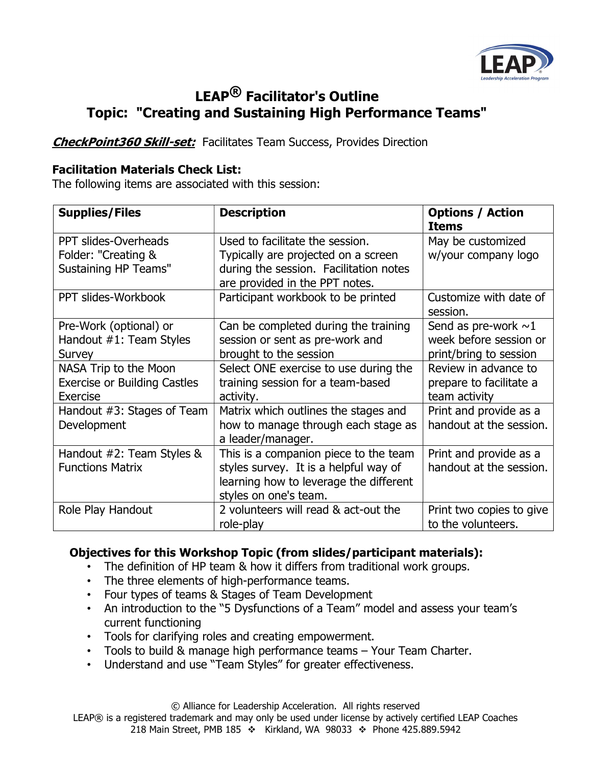# LEAP® Facilitator's Outline
# Topic: "Creating and Sustaining High Performance Teams"

***CheckPoint360 Skill-set:*** Facilitates Team Success, Provides Direction

**Facilitation Materials Check List:**
The following items are associated with this session:

| **Supplies/Files** | **Description** | **Options / Action Items** |
|---|---|---|
| PPT slides-Overheads Folder: "Creating & Sustaining HP Teams" | Used to facilitate the session. Typically are projected on a screen during the session. Facilitation notes are provided in the PPT notes. | May be customized w/your company logo |
| PPT slides-Workbook | Participant workbook to be printed | Customize with date of session. |
| Pre-Work (optional) or Handout #1: Team Styles Survey | Can be completed during the training session or sent as pre-work and brought to the session | Send as pre-work ~1 week before session or print/bring to session |
| NASA Trip to the Moon Exercise or Building Castles Exercise | Select ONE exercise to use during the training session for a team-based activity. | Review in advance to prepare to facilitate a team activity |
| Handout #3: Stages of Team Development | Matrix which outlines the stages and how to manage through each stage as a leader/manager. | Print and provide as a handout at the session. |
| Handout #2: Team Styles & Functions Matrix | This is a companion piece to the team styles survey. It is a helpful way of learning how to leverage the different styles on one's team. | Print and provide as a handout at the session. |
| Role Play Handout | 2 volunteers will read & act-out the role-play | Print two copies to give to the volunteers. |

**Objectives for this Workshop Topic (from slides/participant materials):**

- The definition of HP team & how it differs from traditional work groups.
- The three elements of high-performance teams.
- Four types of teams & Stages of Team Development
- An introduction to the "5 Dysfunctions of a Team" model and assess your team's current functioning
- Tools for clarifying roles and creating empowerment.
- Tools to build & manage high performance teams – Your Team Charter.
- Understand and use "Team Styles" for greater effectiveness.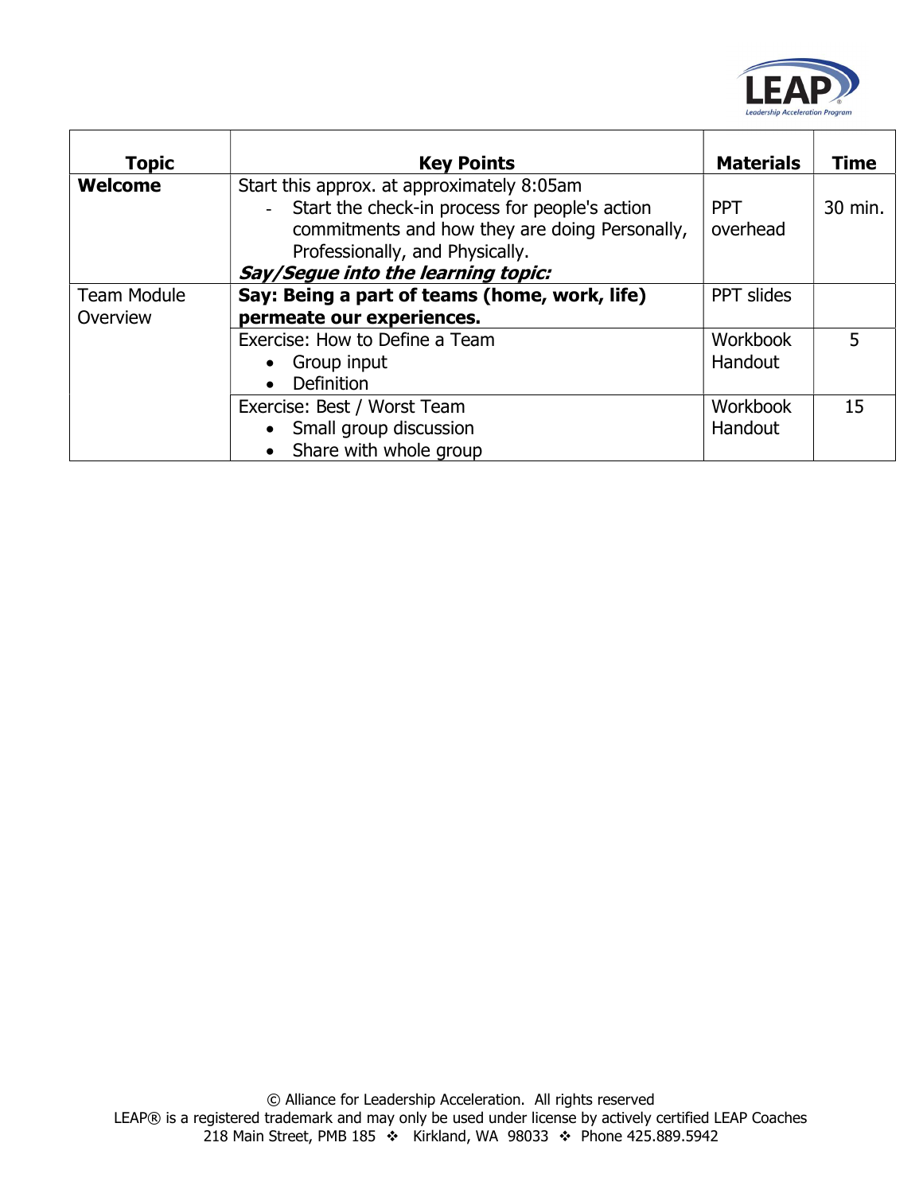| Topic | Key Points | Materials | Time |
|---|---|---|---|
| **Welcome** | Start this approx. at approximately 8:05am<br>- Start the check-in process for people's action commitments and how they are doing Personally, Professionally, and Physically.<br>***Say/Segue into the learning topic:*** | PPT overhead | 30 min. |
| Team Module Overview | **Say: Being a part of teams (home, work, life) permeate our experiences.** | PPT slides | |
| | Exercise: How to Define a Team<br>• Group input<br>• Definition | Workbook Handout | 5 |
| | Exercise: Best / Worst Team<br>• Small group discussion<br>• Share with whole group | Workbook Handout | 15 |

© Alliance for Leadership Acceleration. All rights reserved
LEAP® is a registered trademark and may only be used under license by actively certified LEAP Coaches
218 Main Street, PMB 185 ❖ Kirkland, WA 98033 ❖ Phone 425.889.5942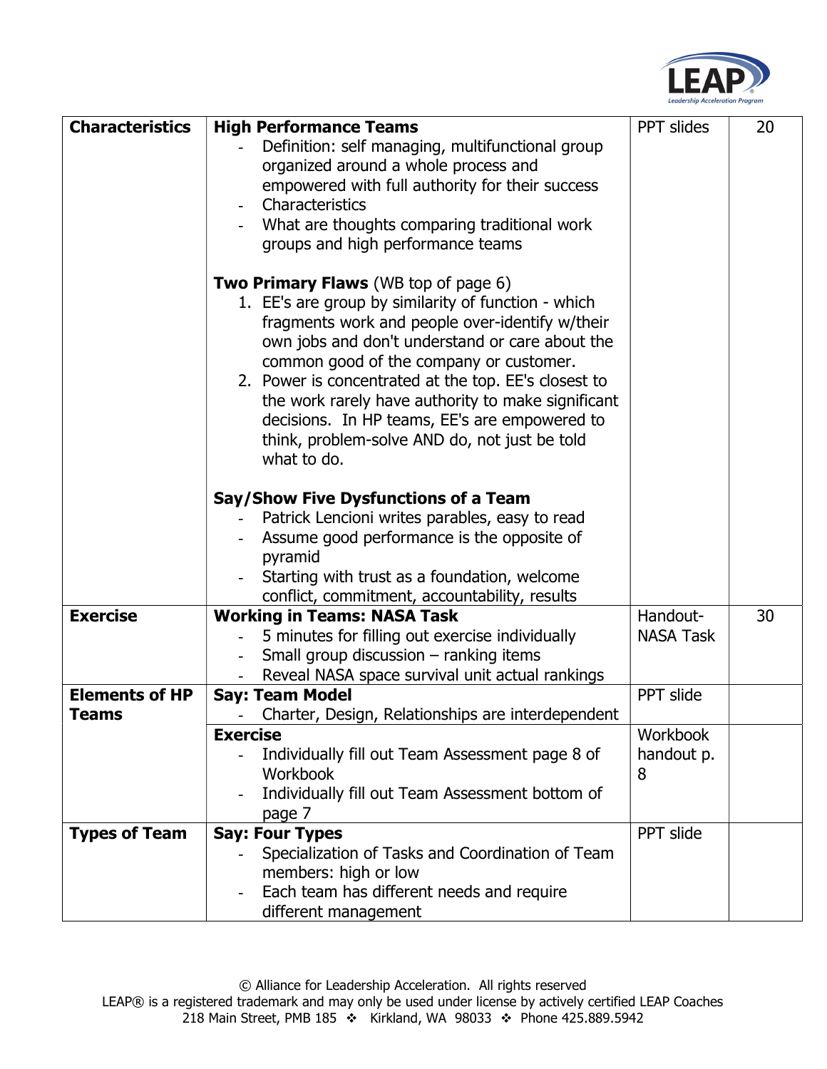| | | | |
|---|---|---|---|
| **Characteristics** | **High Performance Teams**<br>- Definition: self managing, multifunctional group organized around a whole process and empowered with full authority for their success<br>- Characteristics<br>- What are thoughts comparing traditional work groups and high performance teams<br><br>**Two Primary Flaws** (WB top of page 6)<br>1. EE's are group by similarity of function - which fragments work and people over-identify w/their own jobs and don't understand or care about the common good of the company or customer.<br>2. Power is concentrated at the top. EE's closest to the work rarely have authority to make significant decisions. In HP teams, EE's are empowered to think, problem-solve AND do, not just be told what to do.<br><br>**Say/Show Five Dysfunctions of a Team**<br>- Patrick Lencioni writes parables, easy to read<br>- Assume good performance is the opposite of pyramid<br>- Starting with trust as a foundation, welcome conflict, commitment, accountability, results | PPT slides | 20 |
| **Exercise** | **Working in Teams: NASA Task**<br>- 5 minutes for filling out exercise individually<br>- Small group discussion – ranking items<br>- Reveal NASA space survival unit actual rankings | Handout-NASA Task | 30 |
| **Elements of HP Teams** | **Say: Team Model**<br>- Charter, Design, Relationships are interdependent | PPT slide | |
| | **Exercise**<br>- Individually fill out Team Assessment page 8 of Workbook<br>- Individually fill out Team Assessment bottom of page 7 | Workbook handout p. 8 | |
| **Types of Team** | **Say: Four Types**<br>- Specialization of Tasks and Coordination of Team members: high or low<br>- Each team has different needs and require different management | PPT slide | |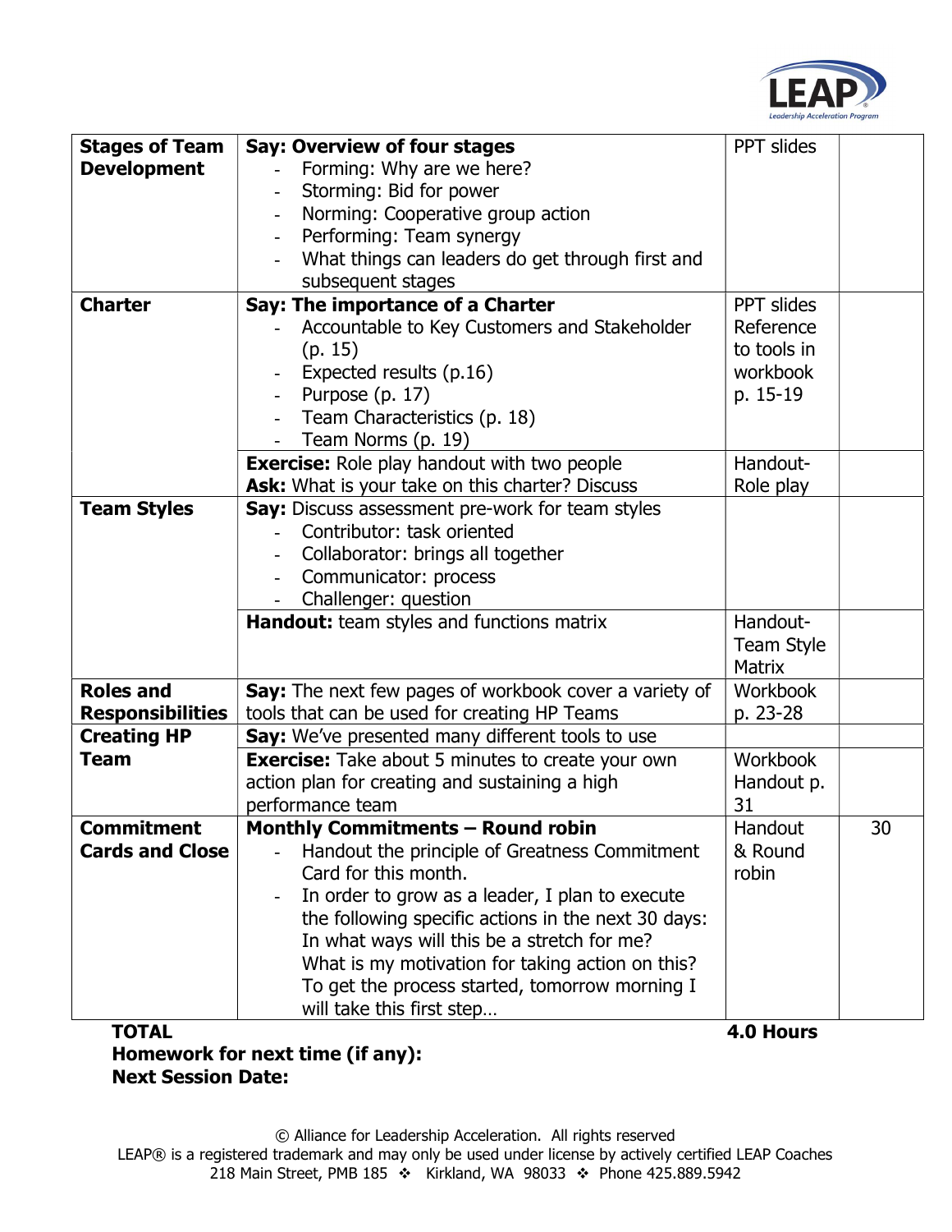| | | | |
|---|---|---|---|
| **Stages of Team Development** | **Say: Overview of four stages**<br>- Forming: Why are we here?<br>- Storming: Bid for power<br>- Norming: Cooperative group action<br>- Performing: Team synergy<br>- What things can leaders do get through first and subsequent stages | PPT slides | |
| **Charter** | **Say: The importance of a Charter**<br>- Accountable to Key Customers and Stakeholder (p. 15)<br>- Expected results (p.16)<br>- Purpose (p. 17)<br>- Team Characteristics (p. 18)<br>- Team Norms (p. 19) | PPT slides Reference to tools in workbook p. 15-19 | |
| | **Exercise:** Role play handout with two people<br>**Ask:** What is your take on this charter? Discuss | Handout-Role play | |
| **Team Styles** | **Say:** Discuss assessment pre-work for team styles<br>- Contributor: task oriented<br>- Collaborator: brings all together<br>- Communicator: process<br>- Challenger: question | | |
| | **Handout:** team styles and functions matrix | Handout-Team Style Matrix | |
| **Roles and Responsibilities** | **Say:** The next few pages of workbook cover a variety of tools that can be used for creating HP Teams | Workbook p. 23-28 | |
| **Creating HP Team** | **Say:** We've presented many different tools to use | | |
| | **Exercise:** Take about 5 minutes to create your own action plan for creating and sustaining a high performance team | Workbook Handout p. 31 | |
| **Commitment Cards and Close** | **Monthly Commitments – Round robin**<br>- Handout the principle of Greatness Commitment Card for this month.<br>- In order to grow as a leader, I plan to execute the following specific actions in the next 30 days: In what ways will this be a stretch for me? What is my motivation for taking action on this? To get the process started, tomorrow morning I will take this first step… | Handout & Round robin | 30 |

**TOTAL** **4.0 Hours**

**Homework for next time (if any):**

**Next Session Date:**

© Alliance for Leadership Acceleration. All rights reserved

LEAP® is a registered trademark and may only be used under license by actively certified LEAP Coaches

218 Main Street, PMB 185 ❖ Kirkland, WA 98033 ❖ Phone 425.889.5942